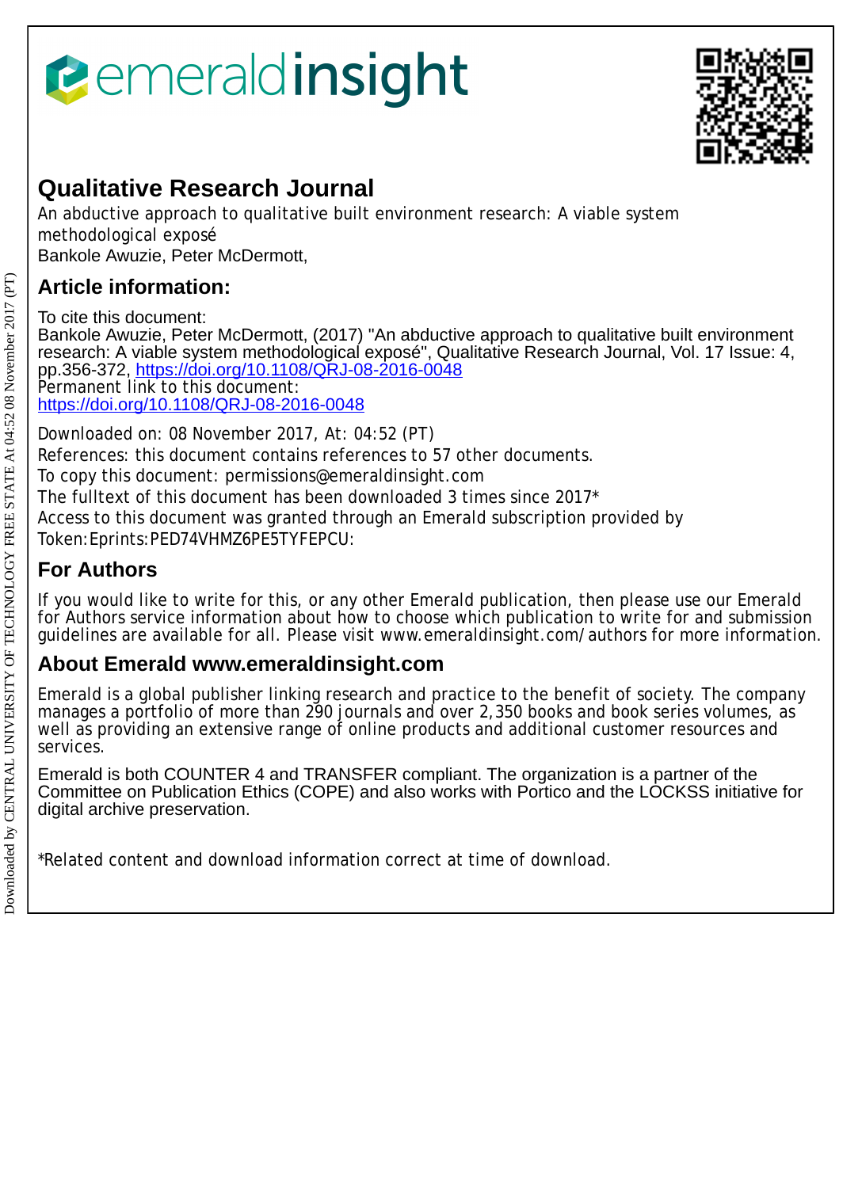# Qualitative Research Journal

An abductive approach to qualitative built environment research: A viable system methodological exposé
Bankole Awuzie, Peter McDermott,

## Article information:

To cite this document:
Bankole Awuzie, Peter McDermott, (2017) "An abductive approach to qualitative built environment research: A viable system methodological exposé", Qualitative Research Journal, Vol. 17 Issue: 4, pp.356-372, https://doi.org/10.1108/QRJ-08-2016-0048
Permanent link to this document:
https://doi.org/10.1108/QRJ-08-2016-0048

Downloaded on: 08 November 2017, At: 04:52 (PT)
References: this document contains references to 57 other documents.
To copy this document: permissions@emeraldinsight.com
The fulltext of this document has been downloaded 3 times since 2017*
Access to this document was granted through an Emerald subscription provided by
Token:Eprints:PED74VHMZ6PE5TYFEPCU:

## For Authors

If you would like to write for this, or any other Emerald publication, then please use our Emerald for Authors service information about how to choose which publication to write for and submission guidelines are available for all. Please visit www.emeraldinsight.com/authors for more information.

## About Emerald www.emeraldinsight.com

Emerald is a global publisher linking research and practice to the benefit of society. The company manages a portfolio of more than 290 journals and over 2,350 books and book series volumes, as well as providing an extensive range of online products and additional customer resources and services.

Emerald is both COUNTER 4 and TRANSFER compliant. The organization is a partner of the Committee on Publication Ethics (COPE) and also works with Portico and the LOCKSS initiative for digital archive preservation.

*Related content and download information correct at time of download.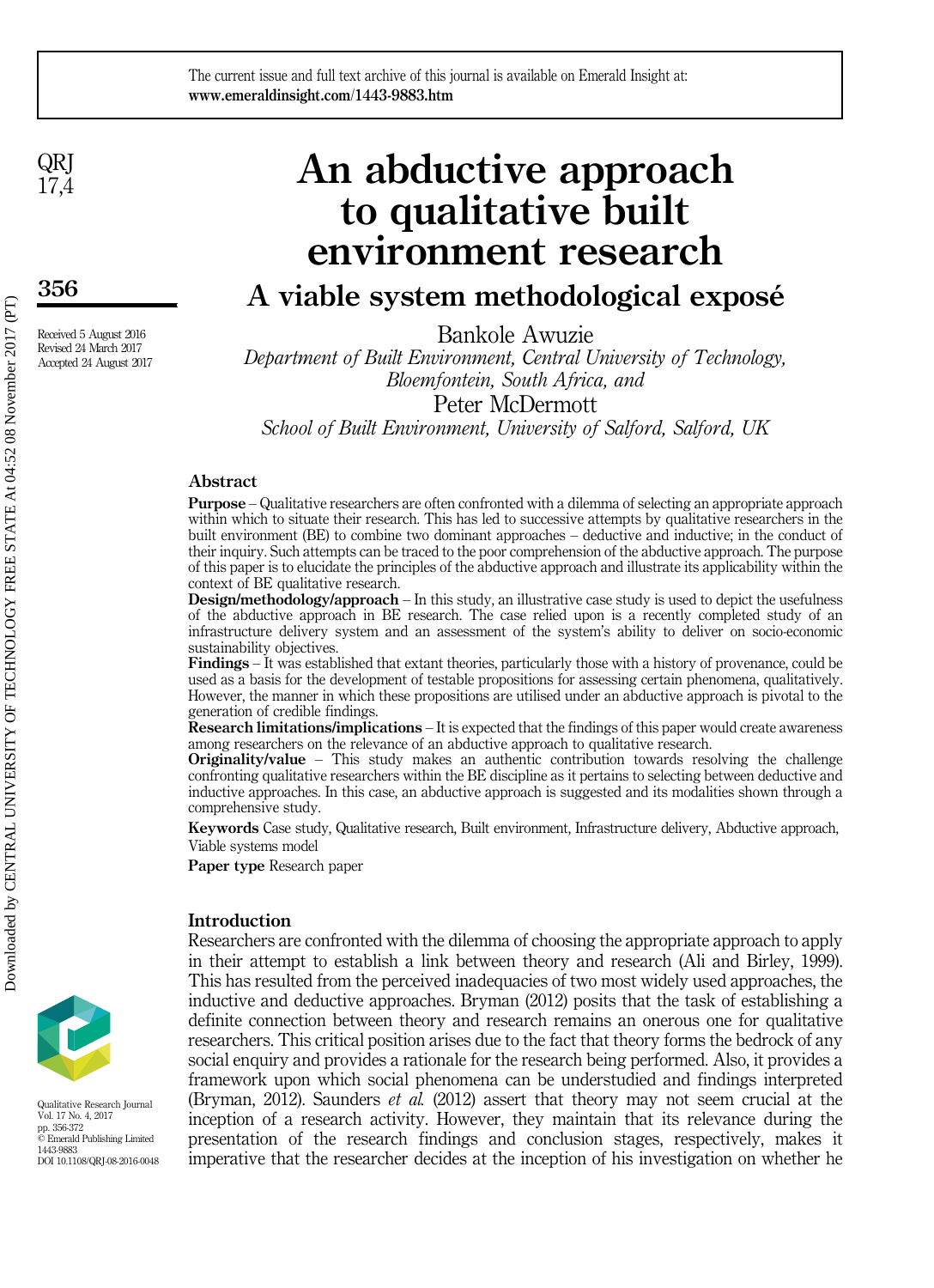# An abductive approach to qualitative built environment research

## A viable system methodological exposé

Bankole Awuzie

*Department of Built Environment, Central University of Technology, Bloemfontein, South Africa, and*

Peter McDermott

*School of Built Environment, University of Salford, Salford, UK*

Received 5 August 2016
Revised 24 March 2017
Accepted 24 August 2017

## Abstract

**Purpose** – Qualitative researchers are often confronted with a dilemma of selecting an appropriate approach within which to situate their research. This has led to successive attempts by qualitative researchers in the built environment (BE) to combine two dominant approaches – deductive and inductive; in the conduct of their inquiry. Such attempts can be traced to the poor comprehension of the abductive approach. The purpose of this paper is to elucidate the principles of the abductive approach and illustrate its applicability within the context of BE qualitative research.

**Design/methodology/approach** – In this study, an illustrative case study is used to depict the usefulness of the abductive approach in BE research. The case relied upon is a recently completed study of an infrastructure delivery system and an assessment of the system's ability to deliver on socio-economic sustainability objectives.

**Findings** – It was established that extant theories, particularly those with a history of provenance, could be used as a basis for the development of testable propositions for assessing certain phenomena, qualitatively. However, the manner in which these propositions are utilised under an abductive approach is pivotal to the generation of credible findings.

**Research limitations/implications** – It is expected that the findings of this paper would create awareness among researchers on the relevance of an abductive approach to qualitative research.

**Originality/value** – This study makes an authentic contribution towards resolving the challenge confronting qualitative researchers within the BE discipline as it pertains to selecting between deductive and inductive approaches. In this case, an abductive approach is suggested and its modalities shown through a comprehensive study.

**Keywords** Case study, Qualitative research, Built environment, Infrastructure delivery, Abductive approach, Viable systems model

**Paper type** Research paper

## Introduction

Researchers are confronted with the dilemma of choosing the appropriate approach to apply in their attempt to establish a link between theory and research (Ali and Birley, 1999). This has resulted from the perceived inadequacies of two most widely used approaches, the inductive and deductive approaches. Bryman (2012) posits that the task of establishing a definite connection between theory and research remains an onerous one for qualitative researchers. This critical position arises due to the fact that theory forms the bedrock of any social enquiry and provides a rationale for the research being performed. Also, it provides a framework upon which social phenomena can be understudied and findings interpreted (Bryman, 2012). Saunders *et al.* (2012) assert that theory may not seem crucial at the inception of a research activity. However, they maintain that its relevance during the presentation of the research findings and conclusion stages, respectively, makes it imperative that the researcher decides at the inception of his investigation on whether he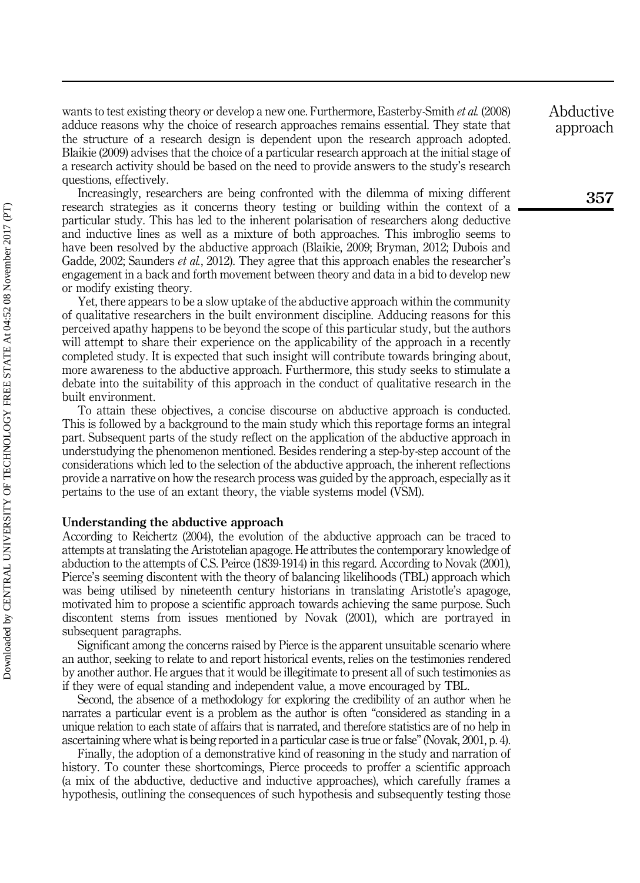wants to test existing theory or develop a new one. Furthermore, Easterby-Smith *et al.* (2008) adduce reasons why the choice of research approaches remains essential. They state that the structure of a research design is dependent upon the research approach adopted. Blaikie (2009) advises that the choice of a particular research approach at the initial stage of a research activity should be based on the need to provide answers to the study's research questions, effectively.

Increasingly, researchers are being confronted with the dilemma of mixing different research strategies as it concerns theory testing or building within the context of a particular study. This has led to the inherent polarisation of researchers along deductive and inductive lines as well as a mixture of both approaches. This imbroglio seems to have been resolved by the abductive approach (Blaikie, 2009; Bryman, 2012; Dubois and Gadde, 2002; Saunders *et al.*, 2012). They agree that this approach enables the researcher's engagement in a back and forth movement between theory and data in a bid to develop new or modify existing theory.

Yet, there appears to be a slow uptake of the abductive approach within the community of qualitative researchers in the built environment discipline. Adducing reasons for this perceived apathy happens to be beyond the scope of this particular study, but the authors will attempt to share their experience on the applicability of the approach in a recently completed study. It is expected that such insight will contribute towards bringing about, more awareness to the abductive approach. Furthermore, this study seeks to stimulate a debate into the suitability of this approach in the conduct of qualitative research in the built environment.

To attain these objectives, a concise discourse on abductive approach is conducted. This is followed by a background to the main study which this reportage forms an integral part. Subsequent parts of the study reflect on the application of the abductive approach in understudying the phenomenon mentioned. Besides rendering a step-by-step account of the considerations which led to the selection of the abductive approach, the inherent reflections provide a narrative on how the research process was guided by the approach, especially as it pertains to the use of an extant theory, the viable systems model (VSM).

## Understanding the abductive approach

According to Reichertz (2004), the evolution of the abductive approach can be traced to attempts at translating the Aristotelian apagoge. He attributes the contemporary knowledge of abduction to the attempts of C.S. Peirce (1839-1914) in this regard. According to Novak (2001), Pierce's seeming discontent with the theory of balancing likelihoods (TBL) approach which was being utilised by nineteenth century historians in translating Aristotle's apagoge, motivated him to propose a scientific approach towards achieving the same purpose. Such discontent stems from issues mentioned by Novak (2001), which are portrayed in subsequent paragraphs.

Significant among the concerns raised by Pierce is the apparent unsuitable scenario where an author, seeking to relate to and report historical events, relies on the testimonies rendered by another author. He argues that it would be illegitimate to present all of such testimonies as if they were of equal standing and independent value, a move encouraged by TBL.

Second, the absence of a methodology for exploring the credibility of an author when he narrates a particular event is a problem as the author is often "considered as standing in a unique relation to each state of affairs that is narrated, and therefore statistics are of no help in ascertaining where what is being reported in a particular case is true or false" (Novak, 2001, p. 4).

Finally, the adoption of a demonstrative kind of reasoning in the study and narration of history. To counter these shortcomings, Pierce proceeds to proffer a scientific approach (a mix of the abductive, deductive and inductive approaches), which carefully frames a hypothesis, outlining the consequences of such hypothesis and subsequently testing those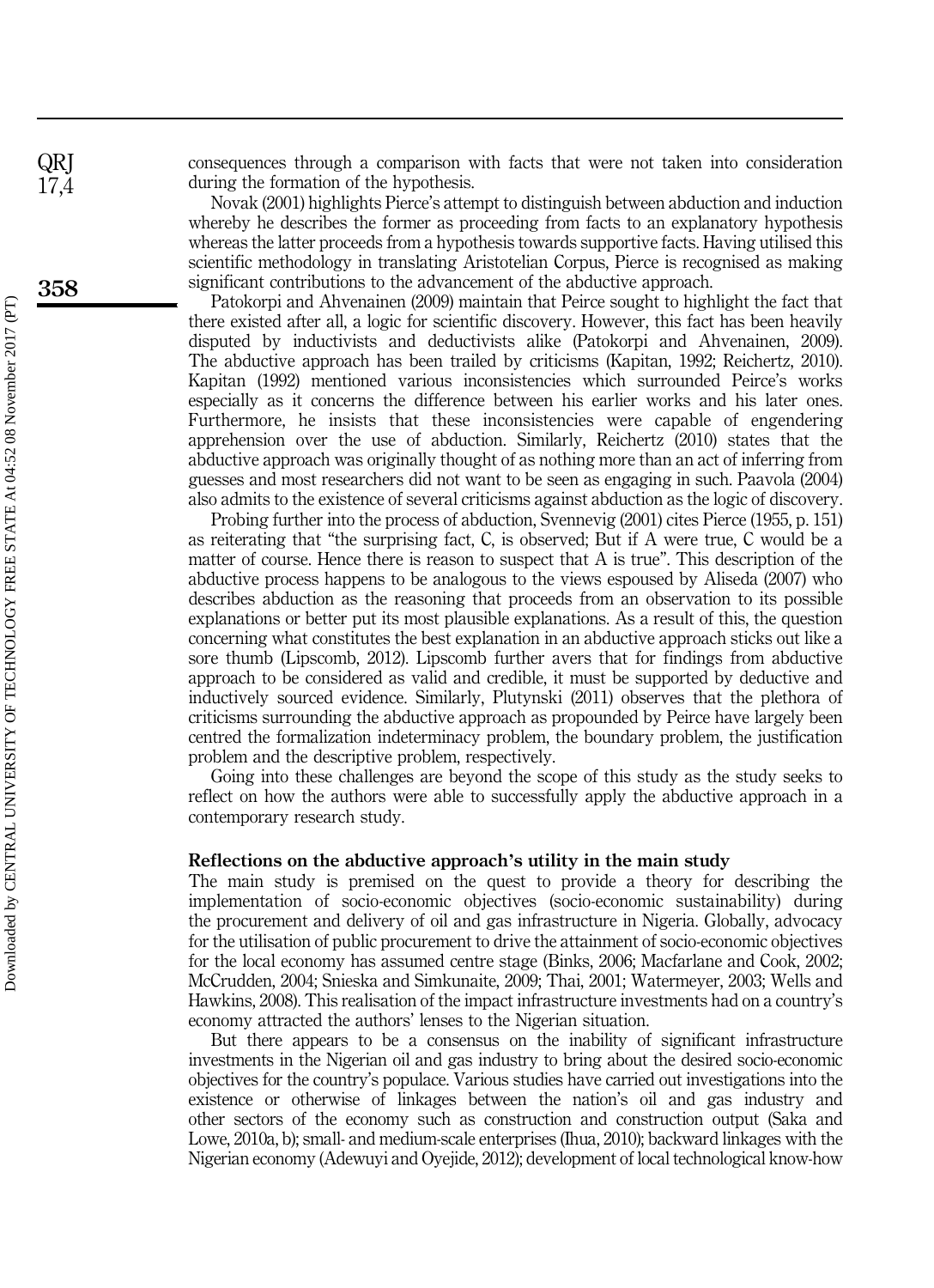consequences through a comparison with facts that were not taken into consideration during the formation of the hypothesis.

Novak (2001) highlights Pierce's attempt to distinguish between abduction and induction whereby he describes the former as proceeding from facts to an explanatory hypothesis whereas the latter proceeds from a hypothesis towards supportive facts. Having utilised this scientific methodology in translating Aristotelian Corpus, Pierce is recognised as making significant contributions to the advancement of the abductive approach.

Patokorpi and Ahvenainen (2009) maintain that Peirce sought to highlight the fact that there existed after all, a logic for scientific discovery. However, this fact has been heavily disputed by inductivists and deductivists alike (Patokorpi and Ahvenainen, 2009). The abductive approach has been trailed by criticisms (Kapitan, 1992; Reichertz, 2010). Kapitan (1992) mentioned various inconsistencies which surrounded Peirce's works especially as it concerns the difference between his earlier works and his later ones. Furthermore, he insists that these inconsistencies were capable of engendering apprehension over the use of abduction. Similarly, Reichertz (2010) states that the abductive approach was originally thought of as nothing more than an act of inferring from guesses and most researchers did not want to be seen as engaging in such. Paavola (2004) also admits to the existence of several criticisms against abduction as the logic of discovery.

Probing further into the process of abduction, Svennevig (2001) cites Pierce (1955, p. 151) as reiterating that "the surprising fact, C, is observed; But if A were true, C would be a matter of course. Hence there is reason to suspect that A is true". This description of the abductive process happens to be analogous to the views espoused by Aliseda (2007) who describes abduction as the reasoning that proceeds from an observation to its possible explanations or better put its most plausible explanations. As a result of this, the question concerning what constitutes the best explanation in an abductive approach sticks out like a sore thumb (Lipscomb, 2012). Lipscomb further avers that for findings from abductive approach to be considered as valid and credible, it must be supported by deductive and inductively sourced evidence. Similarly, Plutynski (2011) observes that the plethora of criticisms surrounding the abductive approach as propounded by Peirce have largely been centred the formalization indeterminacy problem, the boundary problem, the justification problem and the descriptive problem, respectively.

Going into these challenges are beyond the scope of this study as the study seeks to reflect on how the authors were able to successfully apply the abductive approach in a contemporary research study.

## Reflections on the abductive approach's utility in the main study

The main study is premised on the quest to provide a theory for describing the implementation of socio-economic objectives (socio-economic sustainability) during the procurement and delivery of oil and gas infrastructure in Nigeria. Globally, advocacy for the utilisation of public procurement to drive the attainment of socio-economic objectives for the local economy has assumed centre stage (Binks, 2006; Macfarlane and Cook, 2002; McCrudden, 2004; Snieska and Simkunaite, 2009; Thai, 2001; Watermeyer, 2003; Wells and Hawkins, 2008). This realisation of the impact infrastructure investments had on a country's economy attracted the authors' lenses to the Nigerian situation.

But there appears to be a consensus on the inability of significant infrastructure investments in the Nigerian oil and gas industry to bring about the desired socio-economic objectives for the country's populace. Various studies have carried out investigations into the existence or otherwise of linkages between the nation's oil and gas industry and other sectors of the economy such as construction and construction output (Saka and Lowe, 2010a, b); small- and medium-scale enterprises (Ihua, 2010); backward linkages with the Nigerian economy (Adewuyi and Oyejide, 2012); development of local technological know-how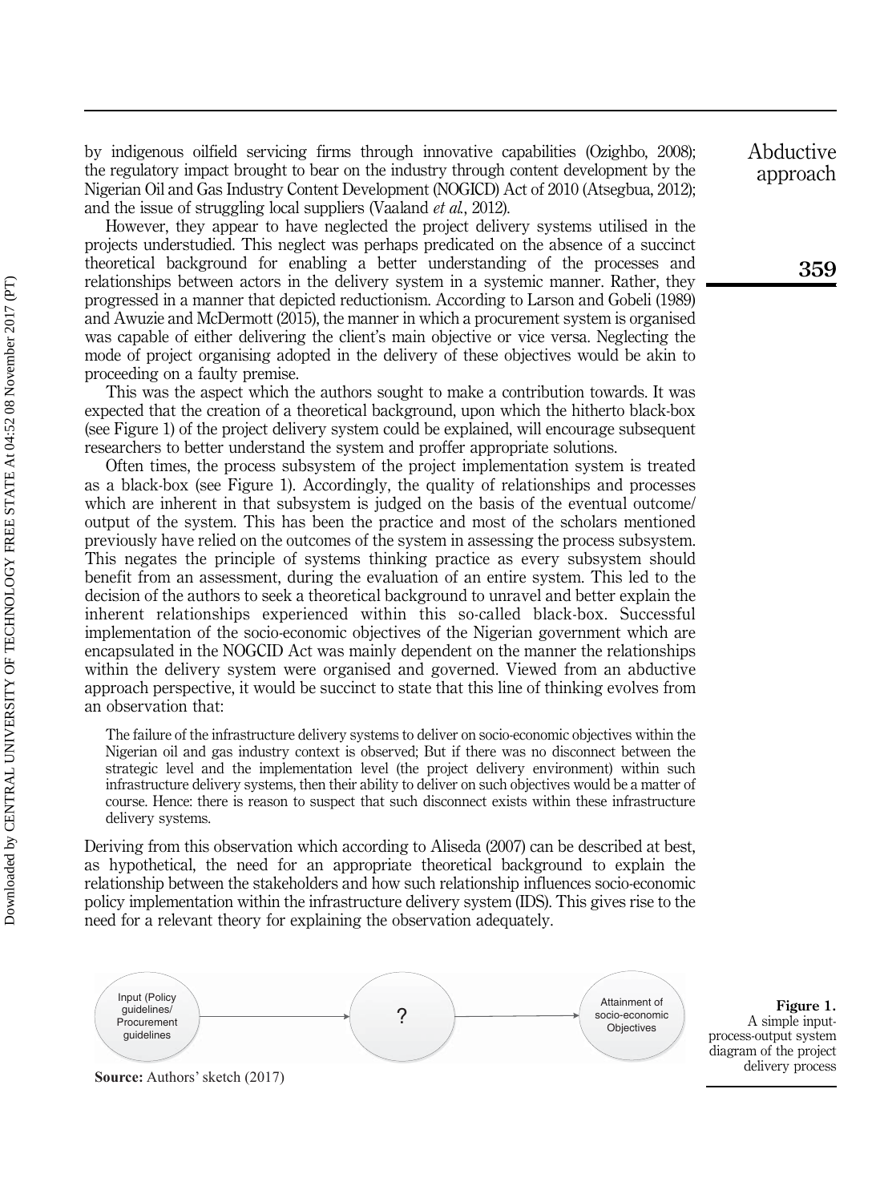by indigenous oilfield servicing firms through innovative capabilities (Ozighbo, 2008); the regulatory impact brought to bear on the industry through content development by the Nigerian Oil and Gas Industry Content Development (NOGICD) Act of 2010 (Atsegbua, 2012); and the issue of struggling local suppliers (Vaaland *et al.*, 2012).

However, they appear to have neglected the project delivery systems utilised in the projects understudied. This neglect was perhaps predicated on the absence of a succinct theoretical background for enabling a better understanding of the processes and relationships between actors in the delivery system in a systemic manner. Rather, they progressed in a manner that depicted reductionism. According to Larson and Gobeli (1989) and Awuzie and McDermott (2015), the manner in which a procurement system is organised was capable of either delivering the client's main objective or vice versa. Neglecting the mode of project organising adopted in the delivery of these objectives would be akin to proceeding on a faulty premise.

This was the aspect which the authors sought to make a contribution towards. It was expected that the creation of a theoretical background, upon which the hitherto black-box (see Figure 1) of the project delivery system could be explained, will encourage subsequent researchers to better understand the system and proffer appropriate solutions.

Often times, the process subsystem of the project implementation system is treated as a black-box (see Figure 1). Accordingly, the quality of relationships and processes which are inherent in that subsystem is judged on the basis of the eventual outcome/output of the system. This has been the practice and most of the scholars mentioned previously have relied on the outcomes of the system in assessing the process subsystem. This negates the principle of systems thinking practice as every subsystem should benefit from an assessment, during the evaluation of an entire system. This led to the decision of the authors to seek a theoretical background to unravel and better explain the inherent relationships experienced within this so-called black-box. Successful implementation of the socio-economic objectives of the Nigerian government which are encapsulated in the NOGCID Act was mainly dependent on the manner the relationships within the delivery system were organised and governed. Viewed from an abductive approach perspective, it would be succinct to state that this line of thinking evolves from an observation that:

> The failure of the infrastructure delivery systems to deliver on socio-economic objectives within the Nigerian oil and gas industry context is observed; But if there was no disconnect between the strategic level and the implementation level (the project delivery environment) within such infrastructure delivery systems, then their ability to deliver on such objectives would be a matter of course. Hence: there is reason to suspect that such disconnect exists within these infrastructure delivery systems.

Deriving from this observation which according to Aliseda (2007) can be described at best, as hypothetical, the need for an appropriate theoretical background to explain the relationship between the stakeholders and how such relationship influences socio-economic policy implementation within the infrastructure delivery system (IDS). This gives rise to the need for a relevant theory for explaining the observation adequately.

Input (Policy guidelines/ Procurement guidelines)

?

Attainment of socio-economic Objectives

**Source:** Authors' sketch (2017)

**Figure 1.** A simple input-process-output system diagram of the project delivery process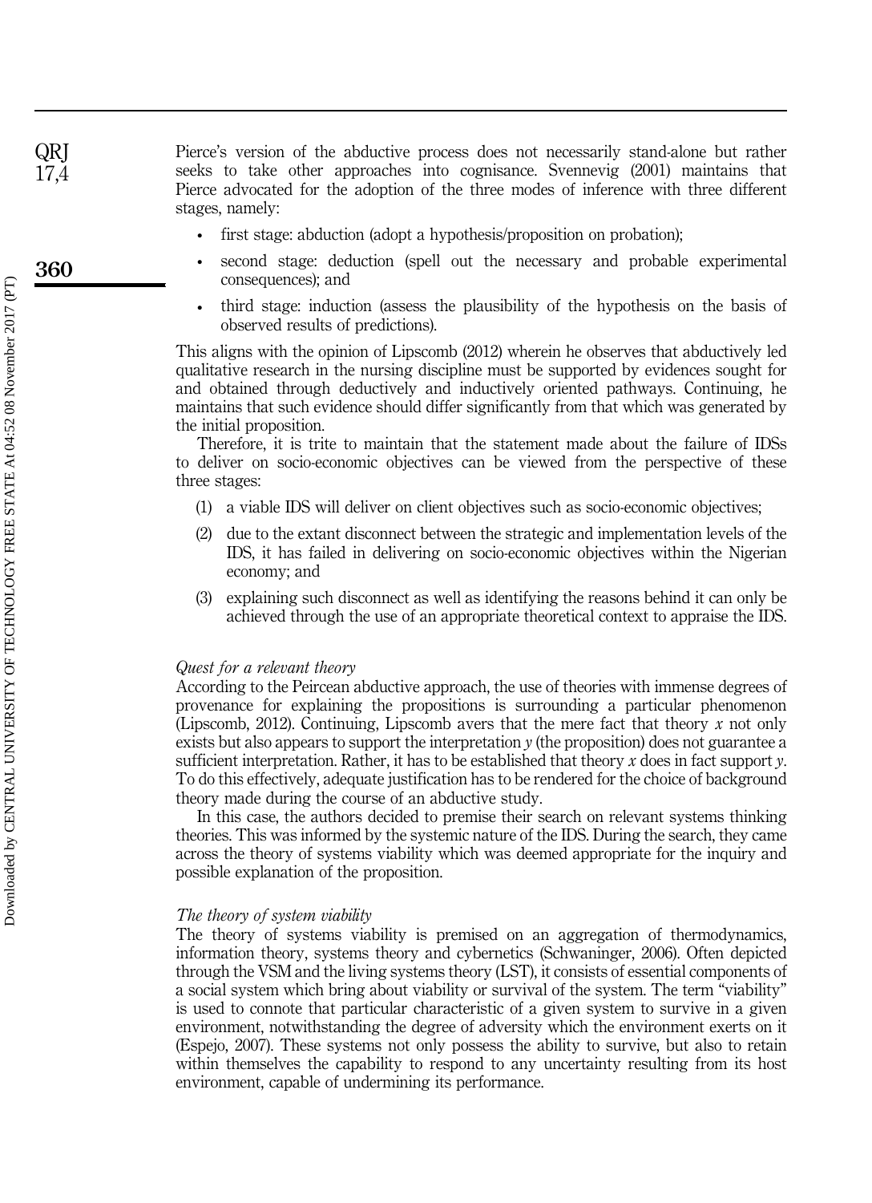Pierce's version of the abductive process does not necessarily stand-alone but rather seeks to take other approaches into cognisance. Svennevig (2001) maintains that Pierce advocated for the adoption of the three modes of inference with three different stages, namely:

- first stage: abduction (adopt a hypothesis/proposition on probation);
- second stage: deduction (spell out the necessary and probable experimental consequences); and
- third stage: induction (assess the plausibility of the hypothesis on the basis of observed results of predictions).

This aligns with the opinion of Lipscomb (2012) wherein he observes that abductively led qualitative research in the nursing discipline must be supported by evidences sought for and obtained through deductively and inductively oriented pathways. Continuing, he maintains that such evidence should differ significantly from that which was generated by the initial proposition.

Therefore, it is trite to maintain that the statement made about the failure of IDSs to deliver on socio-economic objectives can be viewed from the perspective of these three stages:

(1) a viable IDS will deliver on client objectives such as socio-economic objectives;

(2) due to the extant disconnect between the strategic and implementation levels of the IDS, it has failed in delivering on socio-economic objectives within the Nigerian economy; and

(3) explaining such disconnect as well as identifying the reasons behind it can only be achieved through the use of an appropriate theoretical context to appraise the IDS.

### *Quest for a relevant theory*

According to the Peircean abductive approach, the use of theories with immense degrees of provenance for explaining the propositions is surrounding a particular phenomenon (Lipscomb, 2012). Continuing, Lipscomb avers that the mere fact that theory *x* not only exists but also appears to support the interpretation *y* (the proposition) does not guarantee a sufficient interpretation. Rather, it has to be established that theory *x* does in fact support *y*. To do this effectively, adequate justification has to be rendered for the choice of background theory made during the course of an abductive study.

In this case, the authors decided to premise their search on relevant systems thinking theories. This was informed by the systemic nature of the IDS. During the search, they came across the theory of systems viability which was deemed appropriate for the inquiry and possible explanation of the proposition.

### *The theory of system viability*

The theory of systems viability is premised on an aggregation of thermodynamics, information theory, systems theory and cybernetics (Schwaninger, 2006). Often depicted through the VSM and the living systems theory (LST), it consists of essential components of a social system which bring about viability or survival of the system. The term "viability" is used to connote that particular characteristic of a given system to survive in a given environment, notwithstanding the degree of adversity which the environment exerts on it (Espejo, 2007). These systems not only possess the ability to survive, but also to retain within themselves the capability to respond to any uncertainty resulting from its host environment, capable of undermining its performance.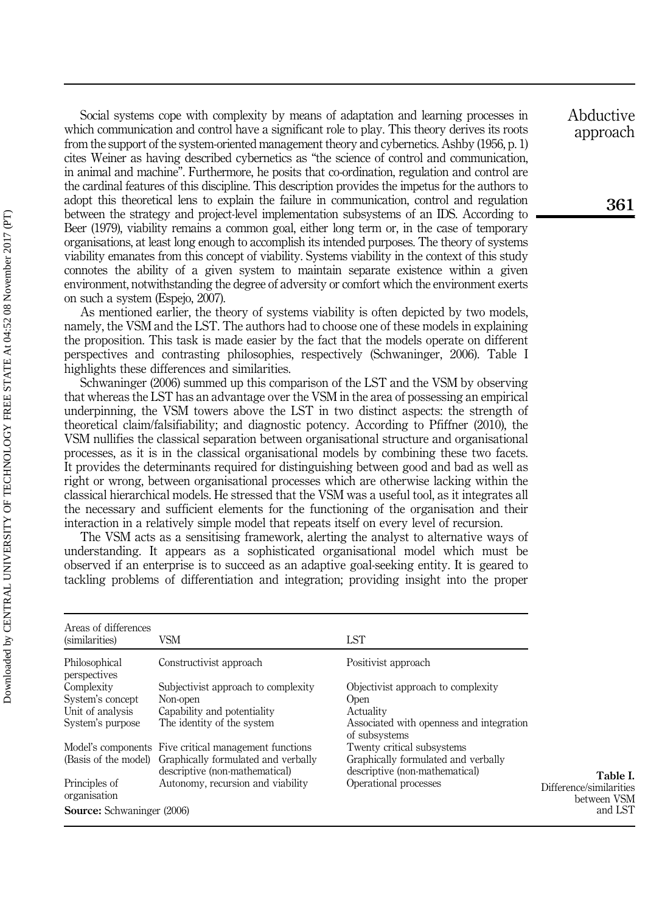Social systems cope with complexity by means of adaptation and learning processes in which communication and control have a significant role to play. This theory derives its roots from the support of the system-oriented management theory and cybernetics. Ashby (1956, p. 1) cites Weiner as having described cybernetics as "the science of control and communication, in animal and machine". Furthermore, he posits that co-ordination, regulation and control are the cardinal features of this discipline. This description provides the impetus for the authors to adopt this theoretical lens to explain the failure in communication, control and regulation between the strategy and project-level implementation subsystems of an IDS. According to Beer (1979), viability remains a common goal, either long term or, in the case of temporary organisations, at least long enough to accomplish its intended purposes. The theory of systems viability emanates from this concept of viability. Systems viability in the context of this study connotes the ability of a given system to maintain separate existence within a given environment, notwithstanding the degree of adversity or comfort which the environment exerts on such a system (Espejo, 2007).

As mentioned earlier, the theory of systems viability is often depicted by two models, namely, the VSM and the LST. The authors had to choose one of these models in explaining the proposition. This task is made easier by the fact that the models operate on different perspectives and contrasting philosophies, respectively (Schwaninger, 2006). Table I highlights these differences and similarities.

Schwaninger (2006) summed up this comparison of the LST and the VSM by observing that whereas the LST has an advantage over the VSM in the area of possessing an empirical underpinning, the VSM towers above the LST in two distinct aspects: the strength of theoretical claim/falsifiability; and diagnostic potency. According to Pfiffner (2010), the VSM nullifies the classical separation between organisational structure and organisational processes, as it is in the classical organisational models by combining these two facets. It provides the determinants required for distinguishing between good and bad as well as right or wrong, between organisational processes which are otherwise lacking within the classical hierarchical models. He stressed that the VSM was a useful tool, as it integrates all the necessary and sufficient elements for the functioning of the organisation and their interaction in a relatively simple model that repeats itself on every level of recursion.

The VSM acts as a sensitising framework, alerting the analyst to alternative ways of understanding. It appears as a sophisticated organisational model which must be observed if an enterprise is to succeed as an adaptive goal-seeking entity. It is geared to tackling problems of differentiation and integration; providing insight into the proper

| Areas of differences (similarities) | VSM | LST |
|---|---|---|
| Philosophical perspectives | Constructivist approach | Positivist approach |
| Complexity | Subjectivist approach to complexity | Objectivist approach to complexity |
| System's concept | Non-open | Open |
| Unit of analysis | Capability and potentiality | Actuality |
| System's purpose | The identity of the system | Associated with openness and integration of subsystems |
| Model's components | Five critical management functions | Twenty critical subsystems |
| (Basis of the model) | Graphically formulated and verbally descriptive (non-mathematical) | Graphically formulated and verbally descriptive (non-mathematical) |
| Principles of organisation | Autonomy, recursion and viability | Operational processes |

**Source:** Schwaninger (2006)

**Table I.** Difference/similarities between VSM and LST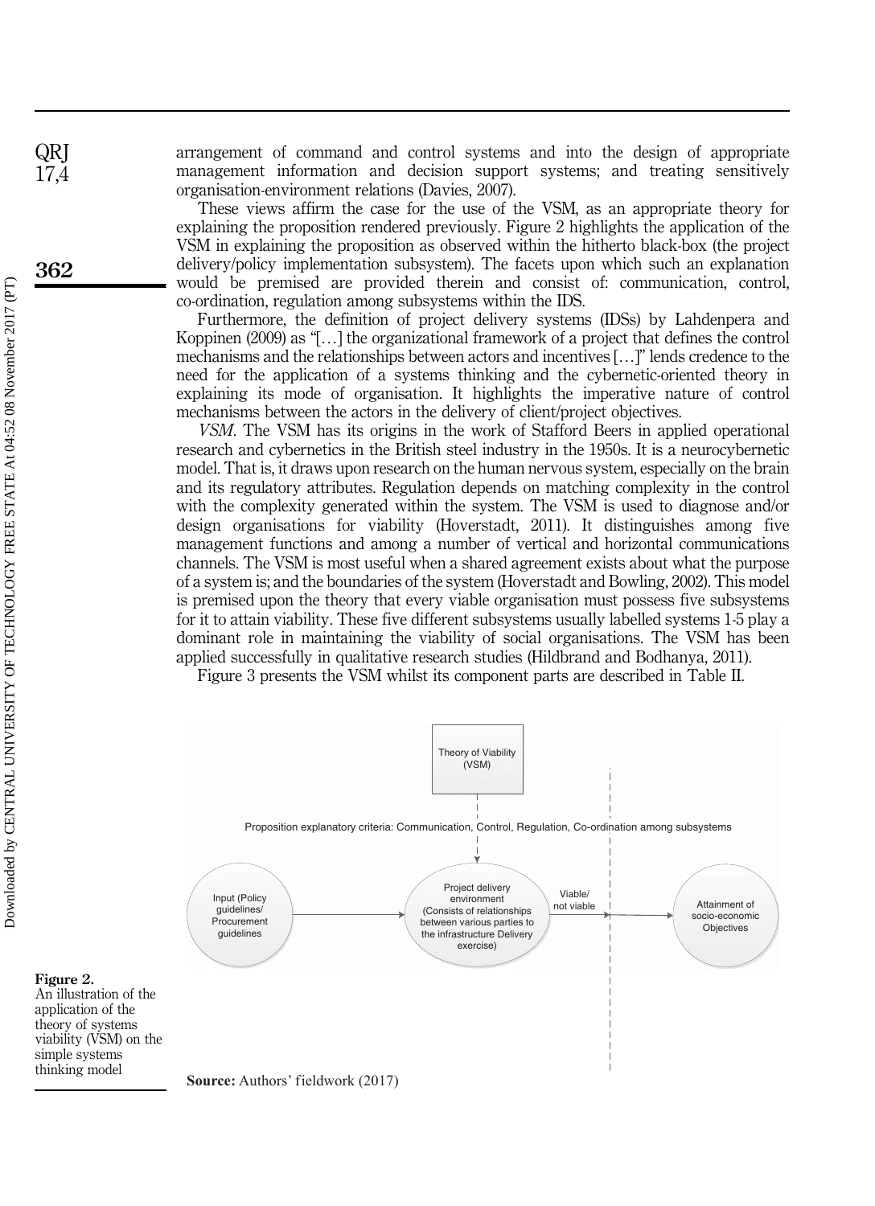arrangement of command and control systems and into the design of appropriate management information and decision support systems; and treating sensitively organisation-environment relations (Davies, 2007).

These views affirm the case for the use of the VSM, as an appropriate theory for explaining the proposition rendered previously. Figure 2 highlights the application of the VSM in explaining the proposition as observed within the hitherto black-box (the project delivery/policy implementation subsystem). The facets upon which such an explanation would be premised are provided therein and consist of: communication, control, co-ordination, regulation among subsystems within the IDS.

Furthermore, the definition of project delivery systems (IDSs) by Lahdenpera and Koppinen (2009) as "[…] the organizational framework of a project that defines the control mechanisms and the relationships between actors and incentives […]" lends credence to the need for the application of a systems thinking and the cybernetic-oriented theory in explaining its mode of organisation. It highlights the imperative nature of control mechanisms between the actors in the delivery of client/project objectives.

*VSM.* The VSM has its origins in the work of Stafford Beers in applied operational research and cybernetics in the British steel industry in the 1950s. It is a neurocybernetic model. That is, it draws upon research on the human nervous system, especially on the brain and its regulatory attributes. Regulation depends on matching complexity in the control with the complexity generated within the system. The VSM is used to diagnose and/or design organisations for viability (Hoverstadt, 2011). It distinguishes among five management functions and among a number of vertical and horizontal communications channels. The VSM is most useful when a shared agreement exists about what the purpose of a system is; and the boundaries of the system (Hoverstadt and Bowling, 2002). This model is premised upon the theory that every viable organisation must possess five subsystems for it to attain viability. These five different subsystems usually labelled systems 1-5 play a dominant role in maintaining the viability of social organisations. The VSM has been applied successfully in qualitative research studies (Hildbrand and Bodhanya, 2011).

Figure 3 presents the VSM whilst its component parts are described in Table II.

Theory of Viability (VSM)

Proposition explanatory criteria: Communication, Control, Regulation, Co-ordination among subsystems

Input (Policy guidelines/ Procurement guidelines) → Project delivery environment (Consists of relationships between various parties to the infrastructure Delivery exercise) → Viable/ not viable → Attainment of socio-economic Objectives

**Source:** Authors' fieldwork (2017)

**Figure 2.** An illustration of the application of the theory of systems viability (VSM) on the simple systems thinking model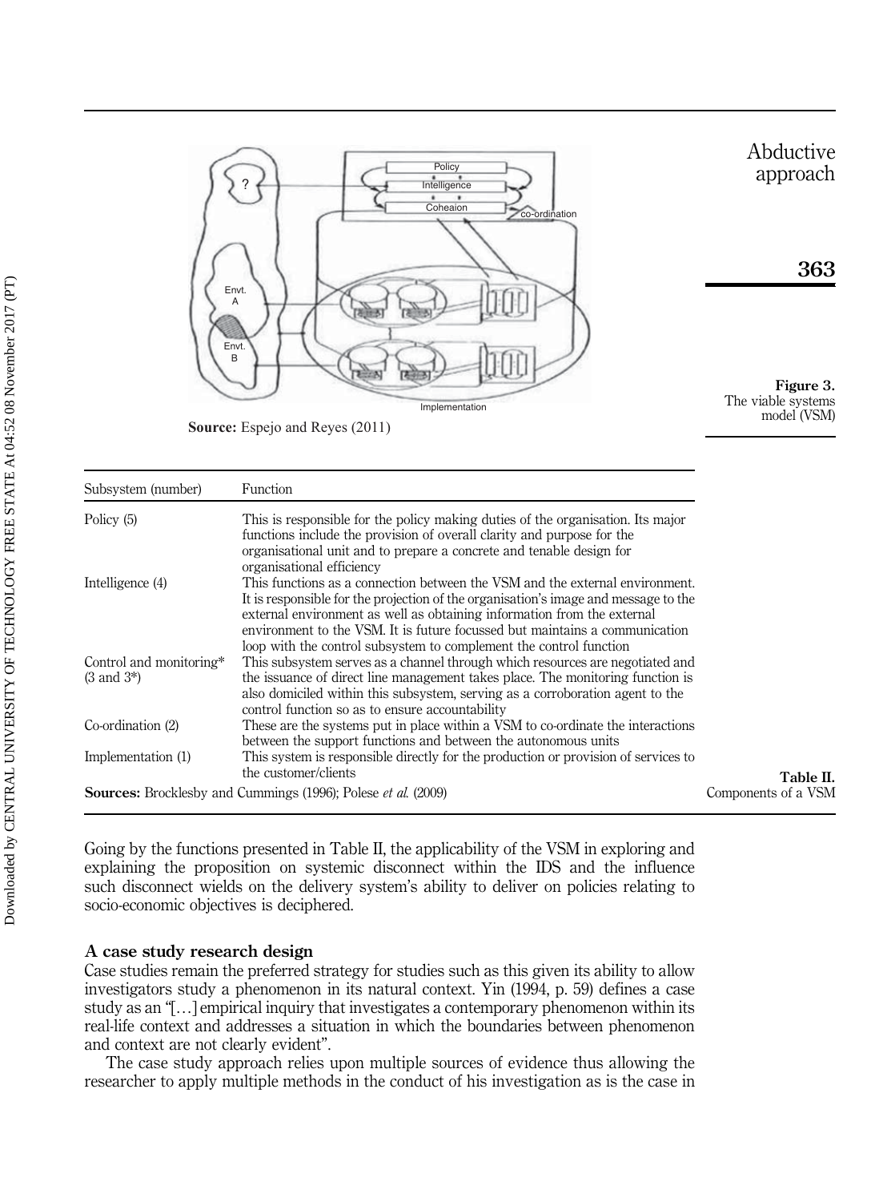**Source:** Espejo and Reyes (2011)

**Figure 3.** The viable systems model (VSM)

**Table II.** Components of a VSM

| Subsystem (number) | Function |
|---|---|
| Policy (5) | This is responsible for the policy making duties of the organisation. Its major functions include the provision of overall clarity and purpose for the organisational unit and to prepare a concrete and tenable design for organisational efficiency |
| Intelligence (4) | This functions as a connection between the VSM and the external environment. It is responsible for the projection of the organisation's image and message to the external environment as well as obtaining information from the external environment to the VSM. It is future focussed but maintains a communication loop with the control subsystem to complement the control function |
| Control and monitoring* (3 and 3*) | This subsystem serves as a channel through which resources are negotiated and the issuance of direct line management takes place. The monitoring function is also domiciled within this subsystem, serving as a corroboration agent to the control function so as to ensure accountability |
| Co-ordination (2) | These are the systems put in place within a VSM to co-ordinate the interactions between the support functions and between the autonomous units |
| Implementation (1) | This system is responsible directly for the production or provision of services to the customer/clients |

**Sources:** Brocklesby and Cummings (1996); Polese *et al.* (2009)

Going by the functions presented in Table II, the applicability of the VSM in exploring and explaining the proposition on systemic disconnect within the IDS and the influence such disconnect wields on the delivery system's ability to deliver on policies relating to socio-economic objectives is deciphered.

### A case study research design

Case studies remain the preferred strategy for studies such as this given its ability to allow investigators study a phenomenon in its natural context. Yin (1994, p. 59) defines a case study as an "[…] empirical inquiry that investigates a contemporary phenomenon within its real-life context and addresses a situation in which the boundaries between phenomenon and context are not clearly evident".

The case study approach relies upon multiple sources of evidence thus allowing the researcher to apply multiple methods in the conduct of his investigation as is the case in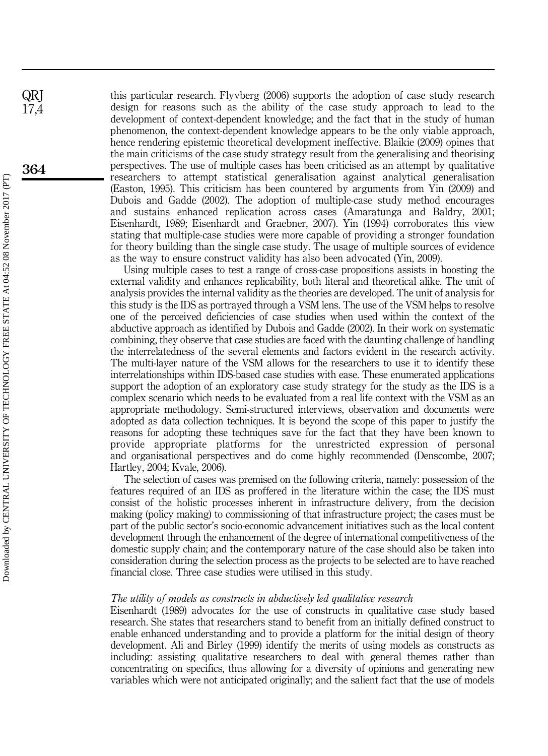this particular research. Flyvberg (2006) supports the adoption of case study research design for reasons such as the ability of the case study approach to lead to the development of context-dependent knowledge; and the fact that in the study of human phenomenon, the context-dependent knowledge appears to be the only viable approach, hence rendering epistemic theoretical development ineffective. Blaikie (2009) opines that the main criticisms of the case study strategy result from the generalising and theorising perspectives. The use of multiple cases has been criticised as an attempt by qualitative researchers to attempt statistical generalisation against analytical generalisation (Easton, 1995). This criticism has been countered by arguments from Yin (2009) and Dubois and Gadde (2002). The adoption of multiple-case study method encourages and sustains enhanced replication across cases (Amaratunga and Baldry, 2001; Eisenhardt, 1989; Eisenhardt and Graebner, 2007). Yin (1994) corroborates this view stating that multiple-case studies were more capable of providing a stronger foundation for theory building than the single case study. The usage of multiple sources of evidence as the way to ensure construct validity has also been advocated (Yin, 2009).

Using multiple cases to test a range of cross-case propositions assists in boosting the external validity and enhances replicability, both literal and theoretical alike. The unit of analysis provides the internal validity as the theories are developed. The unit of analysis for this study is the IDS as portrayed through a VSM lens. The use of the VSM helps to resolve one of the perceived deficiencies of case studies when used within the context of the abductive approach as identified by Dubois and Gadde (2002). In their work on systematic combining, they observe that case studies are faced with the daunting challenge of handling the interrelatedness of the several elements and factors evident in the research activity. The multi-layer nature of the VSM allows for the researchers to use it to identify these interrelationships within IDS-based case studies with ease. These enumerated applications support the adoption of an exploratory case study strategy for the study as the IDS is a complex scenario which needs to be evaluated from a real life context with the VSM as an appropriate methodology. Semi-structured interviews, observation and documents were adopted as data collection techniques. It is beyond the scope of this paper to justify the reasons for adopting these techniques save for the fact that they have been known to provide appropriate platforms for the unrestricted expression of personal and organisational perspectives and do come highly recommended (Denscombe, 2007; Hartley, 2004; Kvale, 2006).

The selection of cases was premised on the following criteria, namely: possession of the features required of an IDS as proffered in the literature within the case; the IDS must consist of the holistic processes inherent in infrastructure delivery, from the decision making (policy making) to commissioning of that infrastructure project; the cases must be part of the public sector's socio-economic advancement initiatives such as the local content development through the enhancement of the degree of international competitiveness of the domestic supply chain; and the contemporary nature of the case should also be taken into consideration during the selection process as the projects to be selected are to have reached financial close. Three case studies were utilised in this study.

*The utility of models as constructs in abductively led qualitative research*

Eisenhardt (1989) advocates for the use of constructs in qualitative case study based research. She states that researchers stand to benefit from an initially defined construct to enable enhanced understanding and to provide a platform for the initial design of theory development. Ali and Birley (1999) identify the merits of using models as constructs as including: assisting qualitative researchers to deal with general themes rather than concentrating on specifics, thus allowing for a diversity of opinions and generating new variables which were not anticipated originally; and the salient fact that the use of models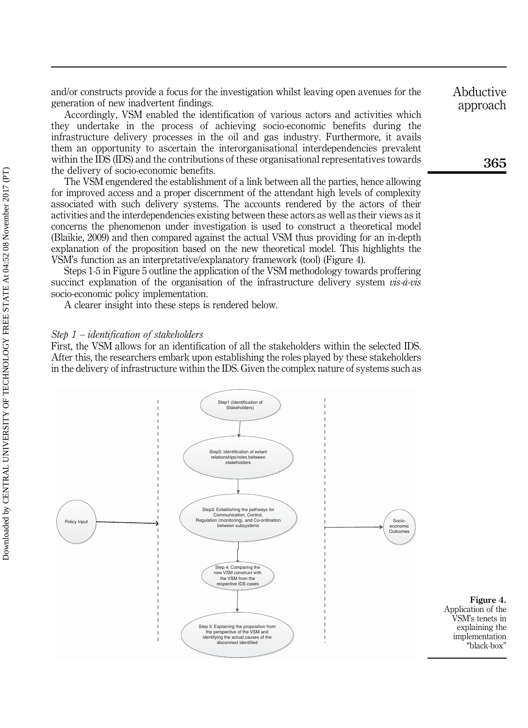and/or constructs provide a focus for the investigation whilst leaving open avenues for the generation of new inadvertent findings.

Accordingly, VSM enabled the identification of various actors and activities which they undertake in the process of achieving socio-economic benefits during the infrastructure delivery processes in the oil and gas industry. Furthermore, it avails them an opportunity to ascertain the interorganisational interdependencies prevalent within the IDS (IDS) and the contributions of these organisational representatives towards the delivery of socio-economic benefits.

The VSM engendered the establishment of a link between all the parties, hence allowing for improved access and a proper discernment of the attendant high levels of complexity associated with such delivery systems. The accounts rendered by the actors of their activities and the interdependencies existing between these actors as well as their views as it concerns the phenomenon under investigation is used to construct a theoretical model (Blaikie, 2009) and then compared against the actual VSM thus providing for an in-depth explanation of the proposition based on the new theoretical model. This highlights the VSM's function as an interpretative/explanatory framework (tool) (Figure 4).

Steps 1-5 in Figure 5 outline the application of the VSM methodology towards proffering succinct explanation of the organisation of the infrastructure delivery system *vis-à-vis* socio-economic policy implementation.

A clearer insight into these steps is rendered below.

### *Step 1 – identification of stakeholders*

First, the VSM allows for an identification of all the stakeholders within the selected IDS. After this, the researchers embark upon establishing the roles played by these stakeholders in the delivery of infrastructure within the IDS. Given the complex nature of systems such as

Policy Input

Step1 (Identification of Stakeholders)

Step2: Identification of extant relationships/roles between stakeholders

Step3: Establishing the pathways for Communication, Control, Regulation (monitoring), and Co-ordination between subsystems

Step 4: Comparing the new VSM construct with the VSM from the respective IDS cases

Step 5: Explaining the proposition from the perspective of the VSM and identifying the actual causes of the disconnect identified

Socio-economic Outcomes

**Figure 4.** Application of the VSM's tenets in explaining the implementation "black-box"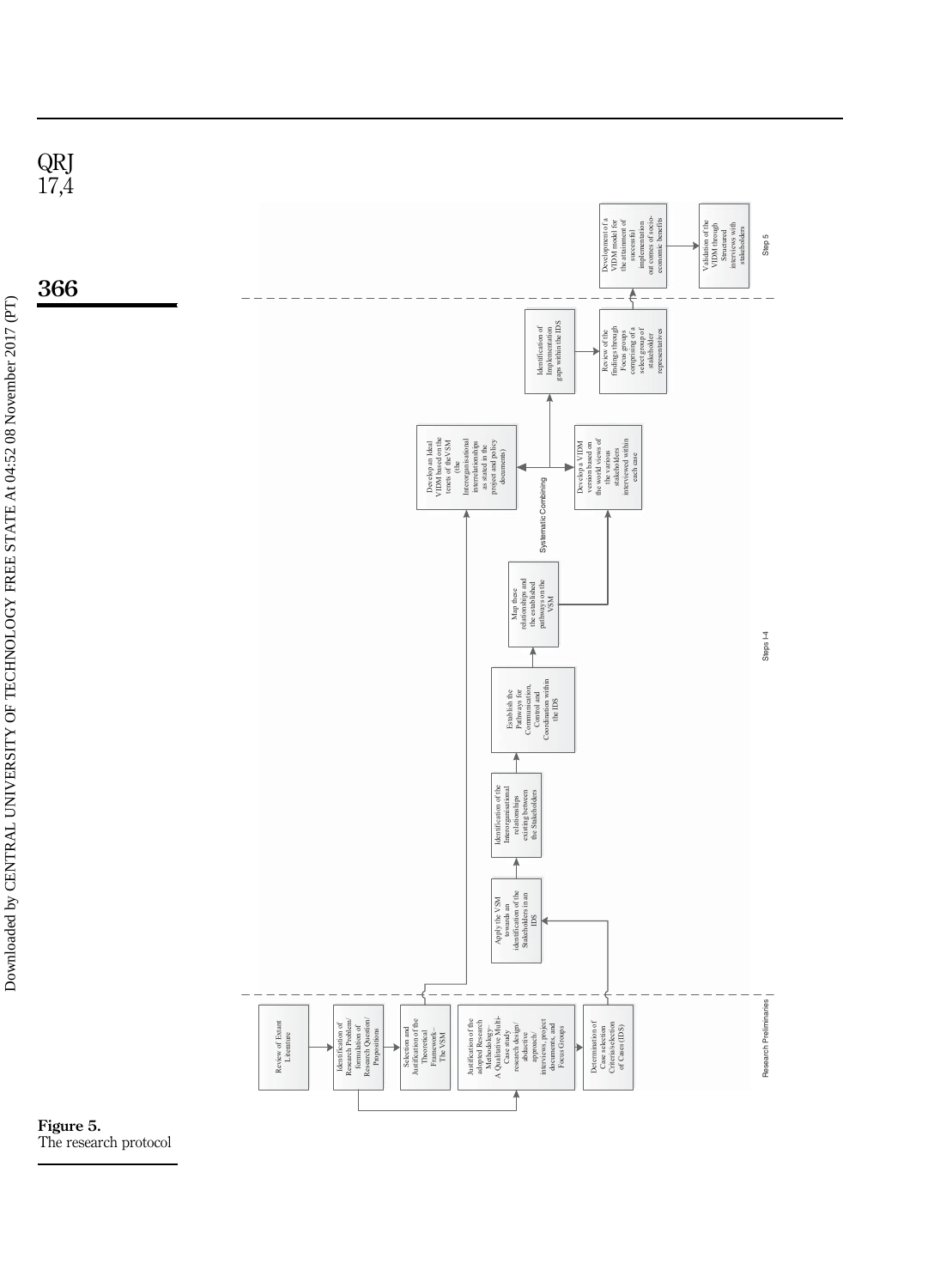Review of Extant Literature

Identification of Research Problem/ formulation of Research Question/ Propositions

Selection and Justification of the Theoretical Framework– The VSM

Justification of the adopted Research Methodology– A Qualitative Multi-Case study research design/ abductive approach/ interviews, project documents, and Focus Groups

Determination of Case selection Criteria/selection of Cases (IDS)

Research Preliminaries

Apply the VSM towards an identification of the Stakeholders in an IDS

Identification of the Interorganisational relationships existing between the Stakeholders

Establish the Pathways for Communication, Control and Coordination within the IDS

Map these relationships and the established pathways on the VSM

Develop an Ideal VIDM based on the tenets of the VSM (the Interorganisational interrelationships as stated in the project and policy documents)

Systematic Combining

Develop a VIDM version based on the world views of the various stakeholders interviewed within each case

Identification of Implementation gaps within the IDS

Review of the findings through Focus groups comprising of a select group of stakeholder representatives

Steps 1-4

Development of a VIDM model for the attainment of successful implementation out comes of socio-economic benefits

Validation of the VIDM through Structured interviews with stakeholders

Step 5

**Figure 5.** The research protocol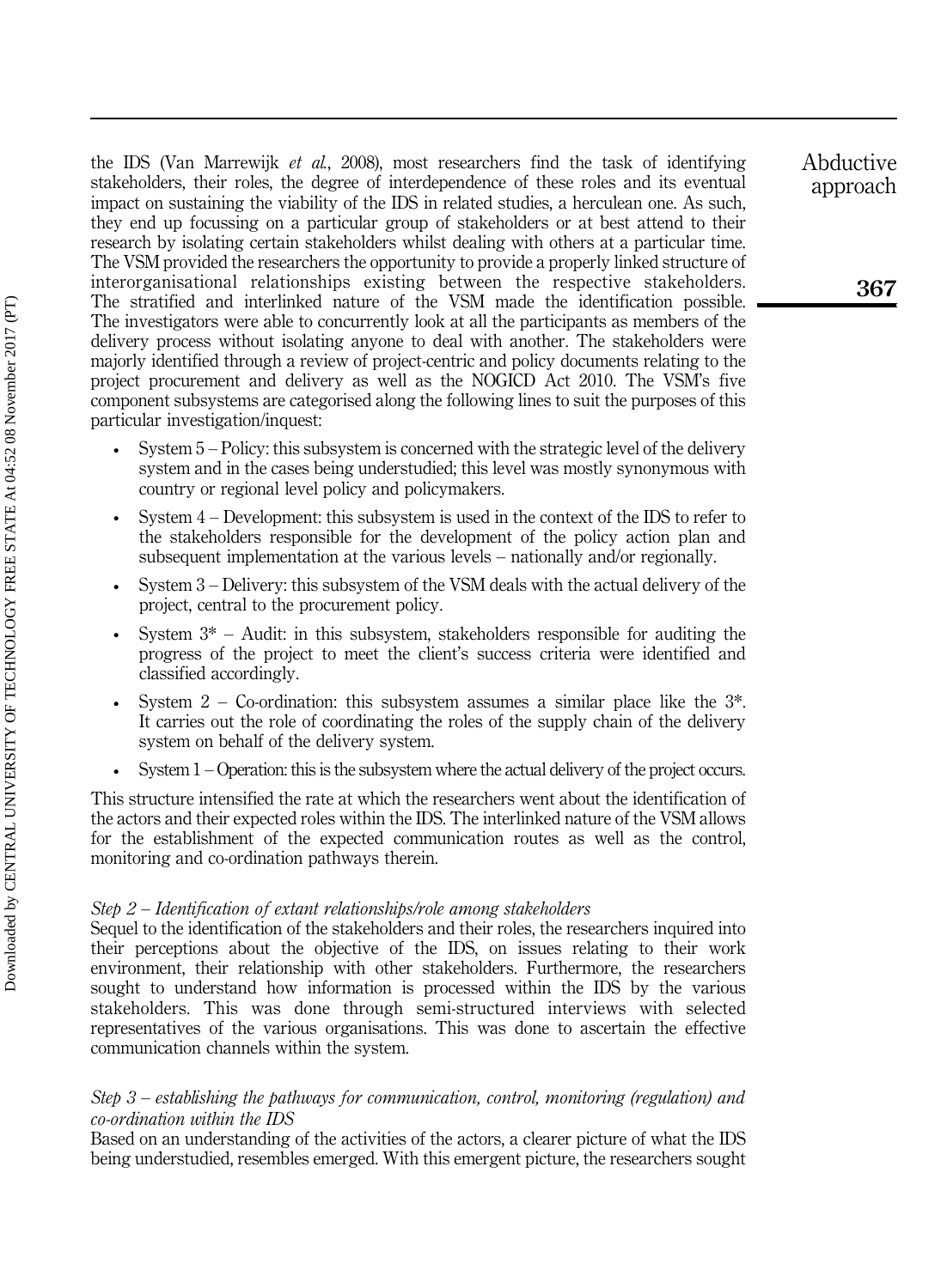the IDS (Van Marrewijk *et al.*, 2008), most researchers find the task of identifying stakeholders, their roles, the degree of interdependence of these roles and its eventual impact on sustaining the viability of the IDS in related studies, a herculean one. As such, they end up focussing on a particular group of stakeholders or at best attend to their research by isolating certain stakeholders whilst dealing with others at a particular time. The VSM provided the researchers the opportunity to provide a properly linked structure of interorganisational relationships existing between the respective stakeholders. The stratified and interlinked nature of the VSM made the identification possible. The investigators were able to concurrently look at all the participants as members of the delivery process without isolating anyone to deal with another. The stakeholders were majorly identified through a review of project-centric and policy documents relating to the project procurement and delivery as well as the NOGICD Act 2010. The VSM's five component subsystems are categorised along the following lines to suit the purposes of this particular investigation/inquest:

- System 5 – Policy: this subsystem is concerned with the strategic level of the delivery system and in the cases being understudied; this level was mostly synonymous with country or regional level policy and policymakers.
- System 4 – Development: this subsystem is used in the context of the IDS to refer to the stakeholders responsible for the development of the policy action plan and subsequent implementation at the various levels – nationally and/or regionally.
- System 3 – Delivery: this subsystem of the VSM deals with the actual delivery of the project, central to the procurement policy.
- System 3* – Audit: in this subsystem, stakeholders responsible for auditing the progress of the project to meet the client's success criteria were identified and classified accordingly.
- System 2 – Co-ordination: this subsystem assumes a similar place like the 3*. It carries out the role of coordinating the roles of the supply chain of the delivery system on behalf of the delivery system.
- System 1 – Operation: this is the subsystem where the actual delivery of the project occurs.

This structure intensified the rate at which the researchers went about the identification of the actors and their expected roles within the IDS. The interlinked nature of the VSM allows for the establishment of the expected communication routes as well as the control, monitoring and co-ordination pathways therein.

*Step 2 – Identification of extant relationships/role among stakeholders*

Sequel to the identification of the stakeholders and their roles, the researchers inquired into their perceptions about the objective of the IDS, on issues relating to their work environment, their relationship with other stakeholders. Furthermore, the researchers sought to understand how information is processed within the IDS by the various stakeholders. This was done through semi-structured interviews with selected representatives of the various organisations. This was done to ascertain the effective communication channels within the system.

*Step 3 – establishing the pathways for communication, control, monitoring (regulation) and co-ordination within the IDS*

Based on an understanding of the activities of the actors, a clearer picture of what the IDS being understudied, resembles emerged. With this emergent picture, the researchers sought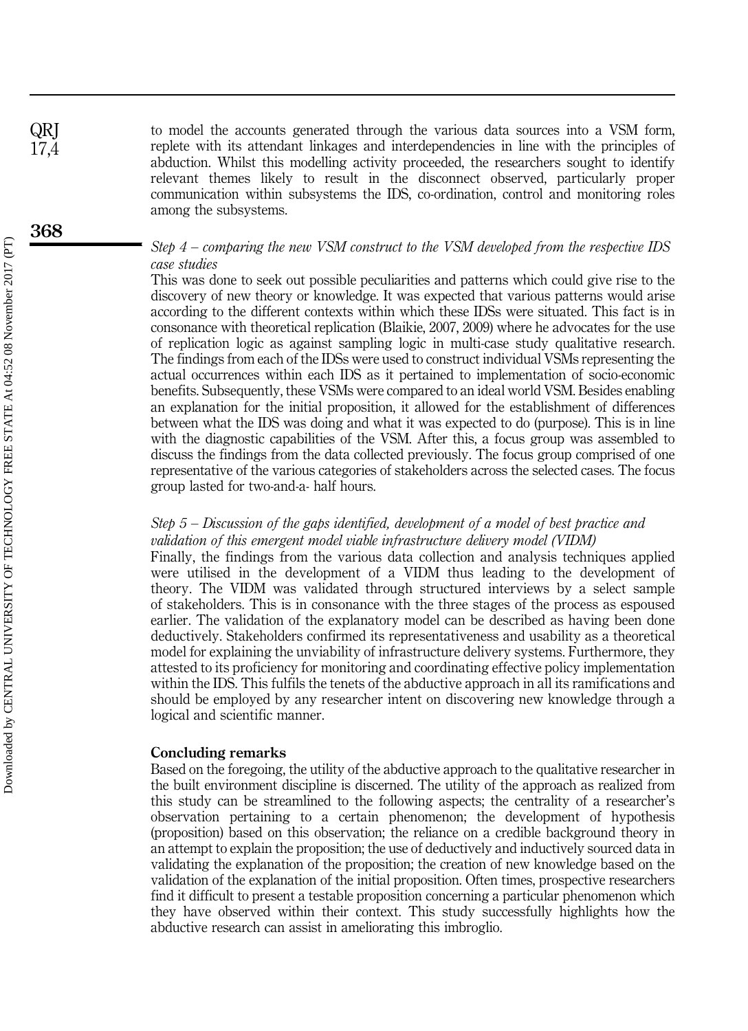to model the accounts generated through the various data sources into a VSM form, replete with its attendant linkages and interdependencies in line with the principles of abduction. Whilst this modelling activity proceeded, the researchers sought to identify relevant themes likely to result in the disconnect observed, particularly proper communication within subsystems the IDS, co-ordination, control and monitoring roles among the subsystems.

*Step 4 – comparing the new VSM construct to the VSM developed from the respective IDS case studies*

This was done to seek out possible peculiarities and patterns which could give rise to the discovery of new theory or knowledge. It was expected that various patterns would arise according to the different contexts within which these IDSs were situated. This fact is in consonance with theoretical replication (Blaikie, 2007, 2009) where he advocates for the use of replication logic as against sampling logic in multi-case study qualitative research. The findings from each of the IDSs were used to construct individual VSMs representing the actual occurrences within each IDS as it pertained to implementation of socio-economic benefits. Subsequently, these VSMs were compared to an ideal world VSM. Besides enabling an explanation for the initial proposition, it allowed for the establishment of differences between what the IDS was doing and what it was expected to do (purpose). This is in line with the diagnostic capabilities of the VSM. After this, a focus group was assembled to discuss the findings from the data collected previously. The focus group comprised of one representative of the various categories of stakeholders across the selected cases. The focus group lasted for two-and-a- half hours.

*Step 5 – Discussion of the gaps identified, development of a model of best practice and validation of this emergent model viable infrastructure delivery model (VIDM)*

Finally, the findings from the various data collection and analysis techniques applied were utilised in the development of a VIDM thus leading to the development of theory. The VIDM was validated through structured interviews by a select sample of stakeholders. This is in consonance with the three stages of the process as espoused earlier. The validation of the explanatory model can be described as having been done deductively. Stakeholders confirmed its representativeness and usability as a theoretical model for explaining the unviability of infrastructure delivery systems. Furthermore, they attested to its proficiency for monitoring and coordinating effective policy implementation within the IDS. This fulfils the tenets of the abductive approach in all its ramifications and should be employed by any researcher intent on discovering new knowledge through a logical and scientific manner.

## Concluding remarks

Based on the foregoing, the utility of the abductive approach to the qualitative researcher in the built environment discipline is discerned. The utility of the approach as realized from this study can be streamlined to the following aspects; the centrality of a researcher's observation pertaining to a certain phenomenon; the development of hypothesis (proposition) based on this observation; the reliance on a credible background theory in an attempt to explain the proposition; the use of deductively and inductively sourced data in validating the explanation of the proposition; the creation of new knowledge based on the validation of the explanation of the initial proposition. Often times, prospective researchers find it difficult to present a testable proposition concerning a particular phenomenon which they have observed within their context. This study successfully highlights how the abductive research can assist in ameliorating this imbroglio.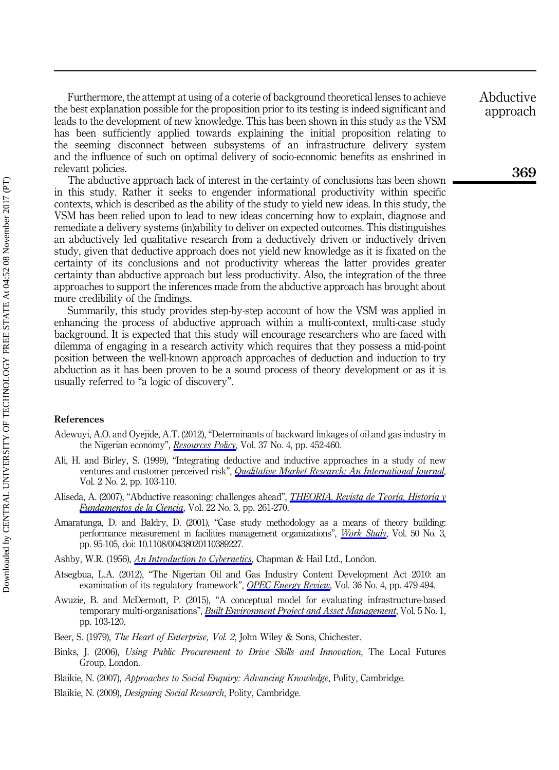Furthermore, the attempt at using of a coterie of background theoretical lenses to achieve the best explanation possible for the proposition prior to its testing is indeed significant and leads to the development of new knowledge. This has been shown in this study as the VSM has been sufficiently applied towards explaining the initial proposition relating to the seeming disconnect between subsystems of an infrastructure delivery system and the influence of such on optimal delivery of socio-economic benefits as enshrined in relevant policies.

The abductive approach lack of interest in the certainty of conclusions has been shown in this study. Rather it seeks to engender informational productivity within specific contexts, which is described as the ability of the study to yield new ideas. In this study, the VSM has been relied upon to lead to new ideas concerning how to explain, diagnose and remediate a delivery systems (in)ability to deliver on expected outcomes. This distinguishes an abductively led qualitative research from a deductively driven or inductively driven study, given that deductive approach does not yield new knowledge as it is fixated on the certainty of its conclusions and not productivity whereas the latter provides greater certainty than abductive approach but less productivity. Also, the integration of the three approaches to support the inferences made from the abductive approach has brought about more credibility of the findings.

Summarily, this study provides step-by-step account of how the VSM was applied in enhancing the process of abductive approach within a multi-context, multi-case study background. It is expected that this study will encourage researchers who are faced with dilemma of engaging in a research activity which requires that they possess a mid-point position between the well-known approach approaches of deduction and induction to try abduction as it has been proven to be a sound process of theory development or as it is usually referred to "a logic of discovery".

## References

Adewuyi, A.O. and Oyejide, A.T. (2012), "Determinants of backward linkages of oil and gas industry in the Nigerian economy", *Resources Policy*, Vol. 37 No. 4, pp. 452-460.

Ali, H. and Birley, S. (1999), "Integrating deductive and inductive approaches in a study of new ventures and customer perceived risk", *Qualitative Market Research: An International Journal*, Vol. 2 No. 2, pp. 103-110.

Aliseda, A. (2007), "Abductive reasoning: challenges ahead", *THEORIA. Revista de Teoría, Historia y Fundamentos de la Ciencia*, Vol. 22 No. 3, pp. 261-270.

Amaratunga, D. and Baldry, D. (2001), "Case study methodology as a means of theory building: performance measurement in facilities management organizations", *Work Study*, Vol. 50 No. 3, pp. 95-105, doi: 10.1108/00438020110389227.

Ashby, W.R. (1956), *An Introduction to Cybernetics*, Chapman & Hail Ltd., London.

Atsegbua, L.A. (2012), "The Nigerian Oil and Gas Industry Content Development Act 2010: an examination of its regulatory framework", *OPEC Energy Review*, Vol. 36 No. 4, pp. 479-494.

Awuzie, B. and McDermott, P. (2015), "A conceptual model for evaluating infrastructure-based temporary multi-organisations", *Built Environment Project and Asset Management*, Vol. 5 No. 1, pp. 103-120.

Beer, S. (1979), *The Heart of Enterprise, Vol. 2*, John Wiley & Sons, Chichester.

Binks, J. (2006), *Using Public Procurement to Drive Skills and Innovation*, The Local Futures Group, London.

Blaikie, N. (2007), *Approaches to Social Enquiry: Advancing Knowledge*, Polity, Cambridge.

Blaikie, N. (2009), *Designing Social Research*, Polity, Cambridge.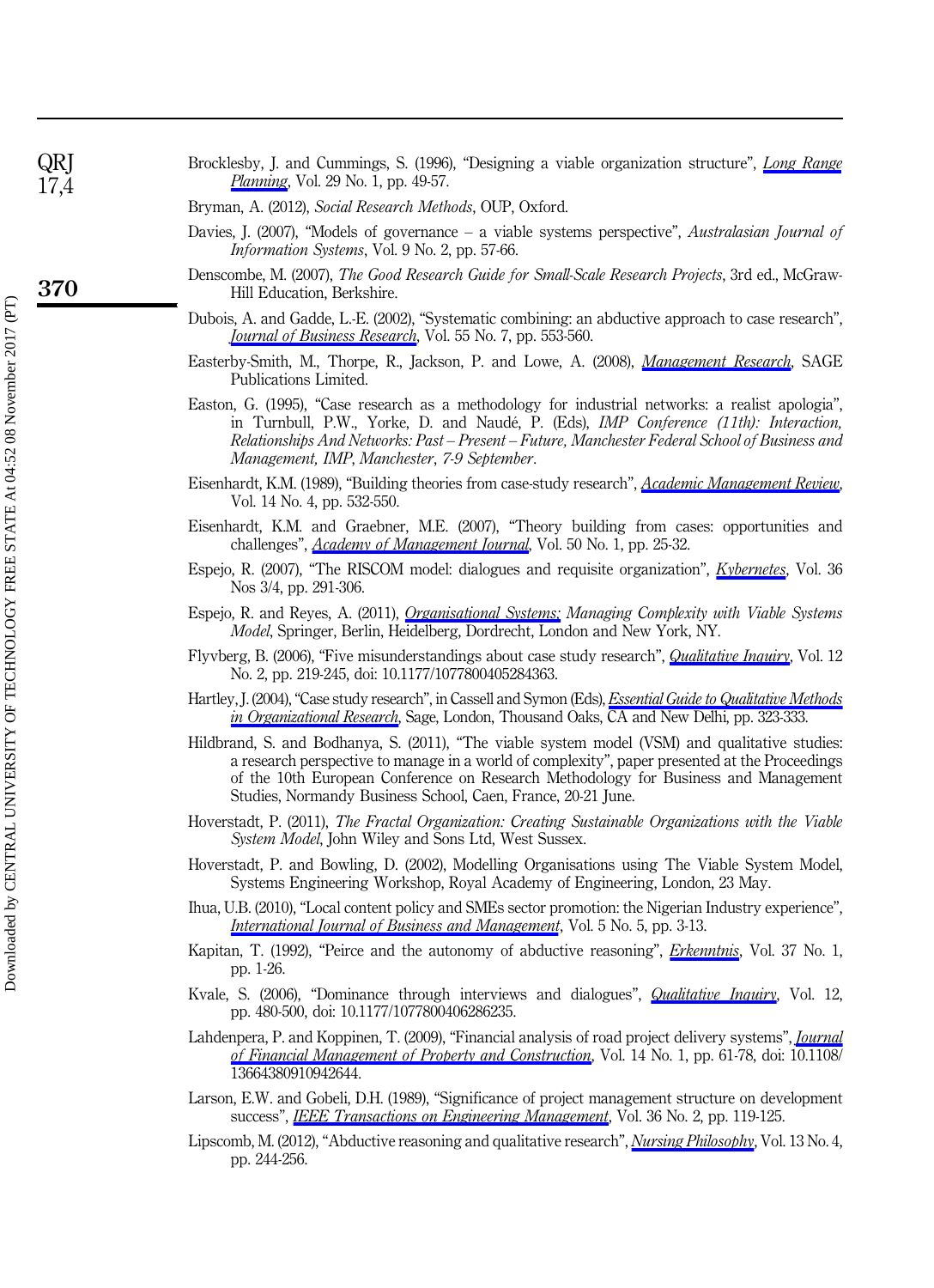Brocklesby, J. and Cummings, S. (1996), "Designing a viable organization structure", *Long Range Planning*, Vol. 29 No. 1, pp. 49-57.

Bryman, A. (2012), *Social Research Methods*, OUP, Oxford.

Davies, J. (2007), "Models of governance – a viable systems perspective", *Australasian Journal of Information Systems*, Vol. 9 No. 2, pp. 57-66.

Denscombe, M. (2007), *The Good Research Guide for Small-Scale Research Projects*, 3rd ed., McGraw-Hill Education, Berkshire.

Dubois, A. and Gadde, L.-E. (2002), "Systematic combining: an abductive approach to case research", *Journal of Business Research*, Vol. 55 No. 7, pp. 553-560.

Easterby-Smith, M., Thorpe, R., Jackson, P. and Lowe, A. (2008), *Management Research*, SAGE Publications Limited.

Easton, G. (1995), "Case research as a methodology for industrial networks: a realist apologia", in Turnbull, P.W., Yorke, D. and Naudé, P. (Eds), *IMP Conference (11th): Interaction, Relationships And Networks: Past – Present – Future, Manchester Federal School of Business and Management, IMP, Manchester, 7-9 September*.

Eisenhardt, K.M. (1989), "Building theories from case-study research", *Academic Management Review*, Vol. 14 No. 4, pp. 532-550.

Eisenhardt, K.M. and Graebner, M.E. (2007), "Theory building from cases: opportunities and challenges", *Academy of Management Journal*, Vol. 50 No. 1, pp. 25-32.

Espejo, R. (2007), "The RISCOM model: dialogues and requisite organization", *Kybernetes*, Vol. 36 Nos 3/4, pp. 291-306.

Espejo, R. and Reyes, A. (2011), *Organisational Systems: Managing Complexity with Viable Systems Model*, Springer, Berlin, Heidelberg, Dordrecht, London and New York, NY.

Flyvberg, B. (2006), "Five misunderstandings about case study research", *Qualitative Inquiry*, Vol. 12 No. 2, pp. 219-245, doi: 10.1177/1077800405284363.

Hartley, J. (2004), "Case study research", in Cassell and Symon (Eds), *Essential Guide to Qualitative Methods in Organizational Research*, Sage, London, Thousand Oaks, CA and New Delhi, pp. 323-333.

Hildbrand, S. and Bodhanya, S. (2011), "The viable system model (VSM) and qualitative studies: a research perspective to manage in a world of complexity", paper presented at the Proceedings of the 10th European Conference on Research Methodology for Business and Management Studies, Normandy Business School, Caen, France, 20-21 June.

Hoverstadt, P. (2011), *The Fractal Organization: Creating Sustainable Organizations with the Viable System Model*, John Wiley and Sons Ltd, West Sussex.

Hoverstadt, P. and Bowling, D. (2002), Modelling Organisations using The Viable System Model, Systems Engineering Workshop, Royal Academy of Engineering, London, 23 May.

Ihua, U.B. (2010), "Local content policy and SMEs sector promotion: the Nigerian Industry experience", *International Journal of Business and Management*, Vol. 5 No. 5, pp. 3-13.

Kapitan, T. (1992), "Peirce and the autonomy of abductive reasoning", *Erkenntnis*, Vol. 37 No. 1, pp. 1-26.

Kvale, S. (2006), "Dominance through interviews and dialogues", *Qualitative Inquiry*, Vol. 12, pp. 480-500, doi: 10.1177/1077800406286235.

Lahdenpera, P. and Koppinen, T. (2009), "Financial analysis of road project delivery systems", *Journal of Financial Management of Property and Construction*, Vol. 14 No. 1, pp. 61-78, doi: 10.1108/13664380910942644.

Larson, E.W. and Gobeli, D.H. (1989), "Significance of project management structure on development success", *IEEE Transactions on Engineering Management*, Vol. 36 No. 2, pp. 119-125.

Lipscomb, M. (2012), "Abductive reasoning and qualitative research", *Nursing Philosophy*, Vol. 13 No. 4, pp. 244-256.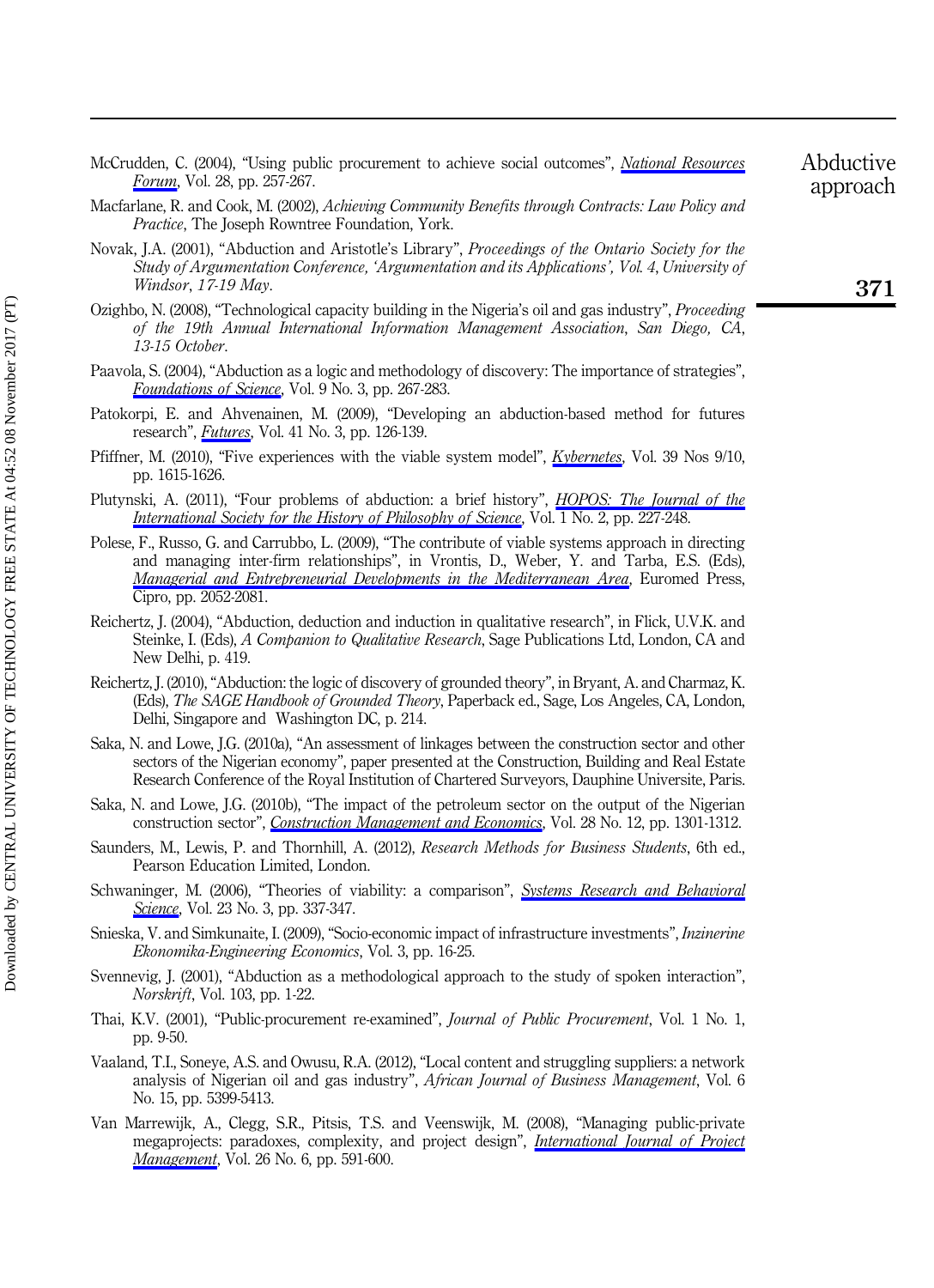McCrudden, C. (2004), "Using public procurement to achieve social outcomes", *National Resources Forum*, Vol. 28, pp. 257-267.

Macfarlane, R. and Cook, M. (2002), *Achieving Community Benefits through Contracts: Law Policy and Practice*, The Joseph Rowntree Foundation, York.

Novak, J.A. (2001), "Abduction and Aristotle's Library", *Proceedings of the Ontario Society for the Study of Argumentation Conference, 'Argumentation and its Applications', Vol. 4, University of Windsor, 17-19 May*.

Ozighbo, N. (2008), "Technological capacity building in the Nigeria's oil and gas industry", *Proceeding of the 19th Annual International Information Management Association, San Diego, CA, 13-15 October*.

Paavola, S. (2004), "Abduction as a logic and methodology of discovery: The importance of strategies", *Foundations of Science*, Vol. 9 No. 3, pp. 267-283.

Patokorpi, E. and Ahvenainen, M. (2009), "Developing an abduction-based method for futures research", *Futures*, Vol. 41 No. 3, pp. 126-139.

Pfiffner, M. (2010), "Five experiences with the viable system model", *Kybernetes*, Vol. 39 Nos 9/10, pp. 1615-1626.

Plutynski, A. (2011), "Four problems of abduction: a brief history", *HOPOS: The Journal of the International Society for the History of Philosophy of Science*, Vol. 1 No. 2, pp. 227-248.

Polese, F., Russo, G. and Carrubbo, L. (2009), "The contribute of viable systems approach in directing and managing inter-firm relationships", in Vrontis, D., Weber, Y. and Tarba, E.S. (Eds), *Managerial and Entrepreneurial Developments in the Mediterranean Area*, Euromed Press, Cipro, pp. 2052-2081.

Reichertz, J. (2004), "Abduction, deduction and induction in qualitative research", in Flick, U.V.K. and Steinke, I. (Eds), *A Companion to Qualitative Research*, Sage Publications Ltd, London, CA and New Delhi, p. 419.

Reichertz, J. (2010), "Abduction: the logic of discovery of grounded theory", in Bryant, A. and Charmaz, K. (Eds), *The SAGE Handbook of Grounded Theory*, Paperback ed., Sage, Los Angeles, CA, London, Delhi, Singapore and Washington DC, p. 214.

Saka, N. and Lowe, J.G. (2010a), "An assessment of linkages between the construction sector and other sectors of the Nigerian economy", paper presented at the Construction, Building and Real Estate Research Conference of the Royal Institution of Chartered Surveyors, Dauphine Universite, Paris.

Saka, N. and Lowe, J.G. (2010b), "The impact of the petroleum sector on the output of the Nigerian construction sector", *Construction Management and Economics*, Vol. 28 No. 12, pp. 1301-1312.

Saunders, M., Lewis, P. and Thornhill, A. (2012), *Research Methods for Business Students*, 6th ed., Pearson Education Limited, London.

Schwaninger, M. (2006), "Theories of viability: a comparison", *Systems Research and Behavioral Science*, Vol. 23 No. 3, pp. 337-347.

Snieska, V. and Simkunaite, I. (2009), "Socio-economic impact of infrastructure investments", *Inzinerine Ekonomika-Engineering Economics*, Vol. 3, pp. 16-25.

Svennevig, J. (2001), "Abduction as a methodological approach to the study of spoken interaction", *Norskrift*, Vol. 103, pp. 1-22.

Thai, K.V. (2001), "Public-procurement re-examined", *Journal of Public Procurement*, Vol. 1 No. 1, pp. 9-50.

Vaaland, T.I., Soneye, A.S. and Owusu, R.A. (2012), "Local content and struggling suppliers: a network analysis of Nigerian oil and gas industry", *African Journal of Business Management*, Vol. 6 No. 15, pp. 5399-5413.

Van Marrewijk, A., Clegg, S.R., Pitsis, T.S. and Veenswijk, M. (2008), "Managing public-private megaprojects: paradoxes, complexity, and project design", *International Journal of Project Management*, Vol. 26 No. 6, pp. 591-600.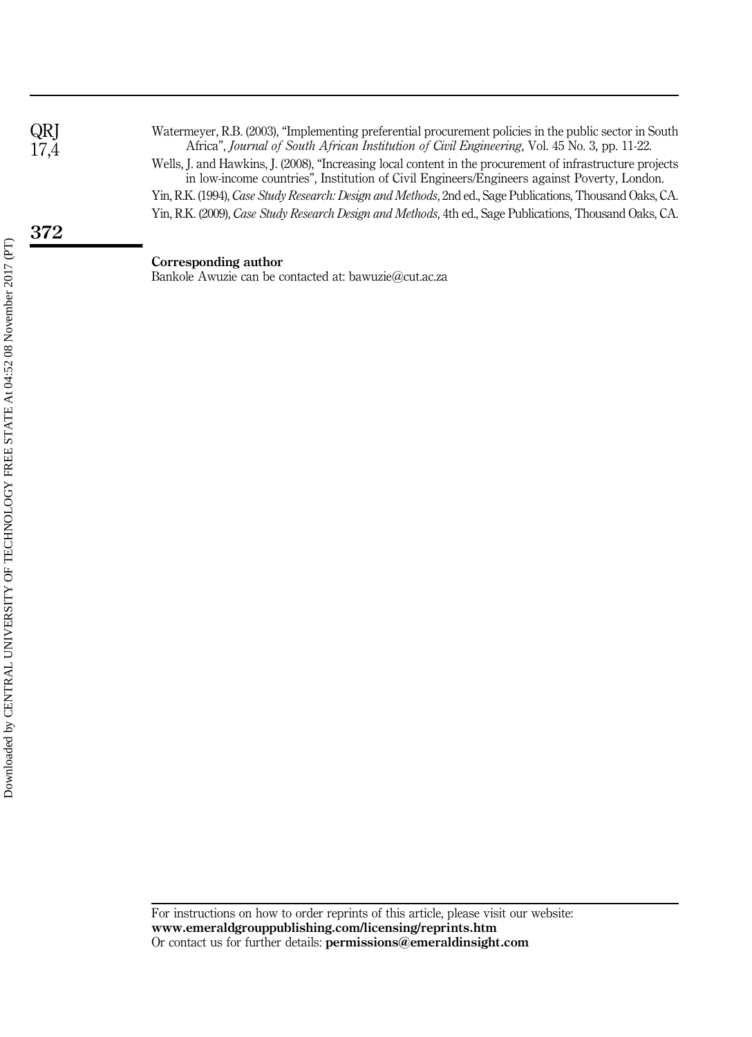Watermeyer, R.B. (2003), "Implementing preferential procurement policies in the public sector in South Africa", *Journal of South African Institution of Civil Engineering*, Vol. 45 No. 3, pp. 11-22.

Wells, J. and Hawkins, J. (2008), "Increasing local content in the procurement of infrastructure projects in low-income countries", Institution of Civil Engineers/Engineers against Poverty, London.

Yin, R.K. (1994), *Case Study Research: Design and Methods*, 2nd ed., Sage Publications, Thousand Oaks, CA.

Yin, R.K. (2009), *Case Study Research Design and Methods*, 4th ed., Sage Publications, Thousand Oaks, CA.

**Corresponding author**

Bankole Awuzie can be contacted at: bawuzie@cut.ac.za

For instructions on how to order reprints of this article, please visit our website:
**www.emeraldgrouppublishing.com/licensing/reprints.htm**
Or contact us for further details: **permissions@emeraldinsight.com**